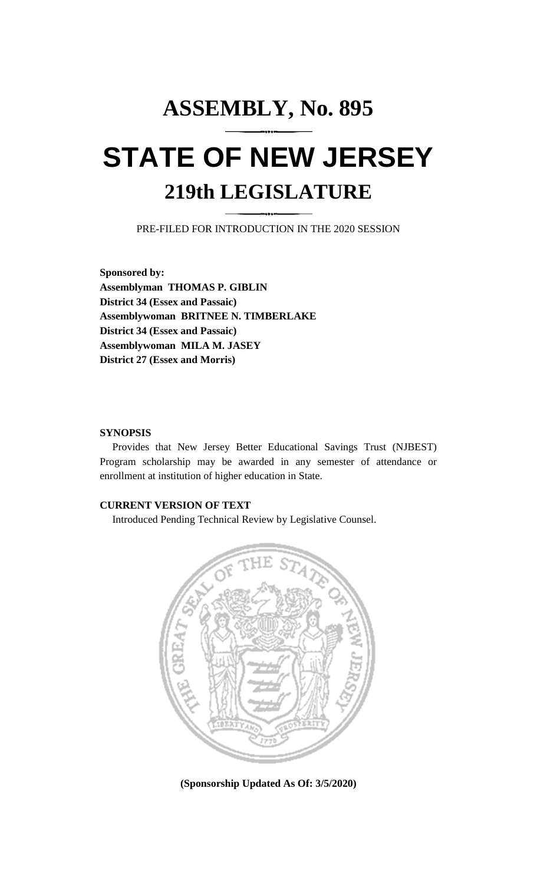# ASSEMBLY, No. 895

# STATE OF NEW JERSEY

## 219th LEGISLATURE

PRE-FILED FOR INTRODUCTION IN THE 2020 SESSION

**Sponsored by:**
**Assemblyman THOMAS P. GIBLIN**
**District 34 (Essex and Passaic)**
**Assemblywoman BRITNEE N. TIMBERLAKE**
**District 34 (Essex and Passaic)**
**Assemblywoman MILA M. JASEY**
**District 27 (Essex and Morris)**

**SYNOPSIS**

Provides that New Jersey Better Educational Savings Trust (NJBEST) Program scholarship may be awarded in any semester of attendance or enrollment at institution of higher education in State.

**CURRENT VERSION OF TEXT**

Introduced Pending Technical Review by Legislative Counsel.

**(Sponsorship Updated As Of: 3/5/2020)**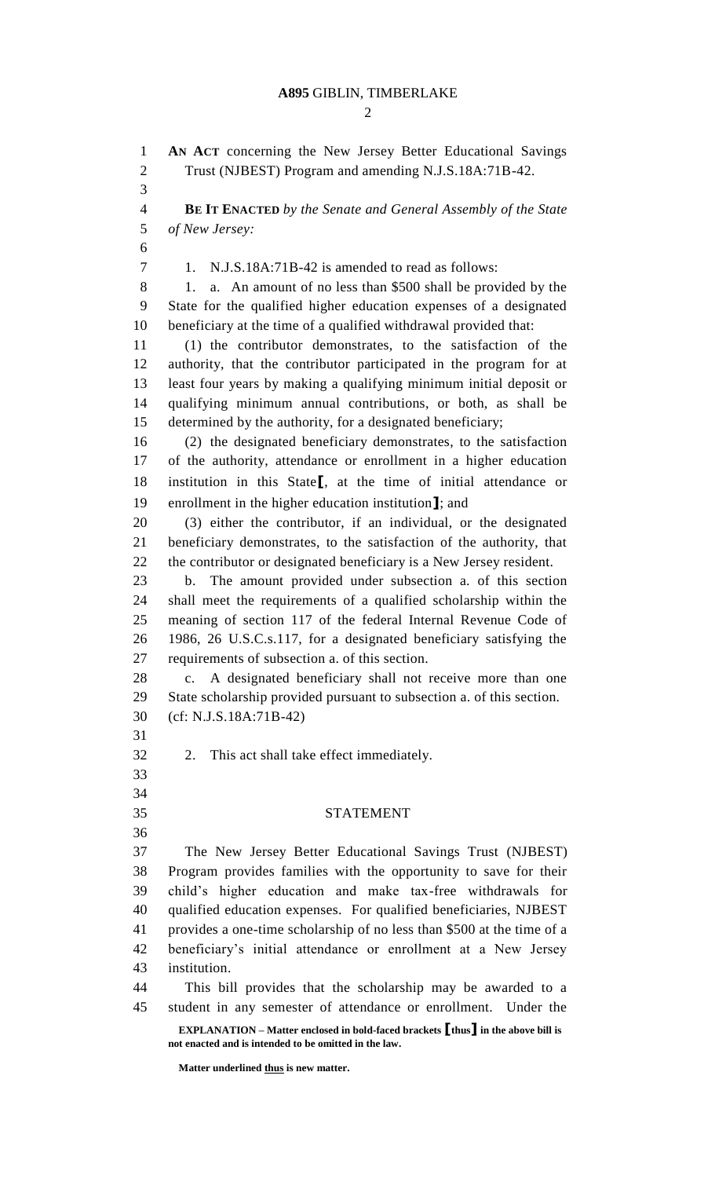**AN ACT** concerning the New Jersey Better Educational Savings Trust (NJBEST) Program and amending N.J.S.18A:71B-42.

**BE IT ENACTED** *by the Senate and General Assembly of the State of New Jersey:*

1. N.J.S.18A:71B-42 is amended to read as follows:

1. a. An amount of no less than $500 shall be provided by the State for the qualified higher education expenses of a designated beneficiary at the time of a qualified withdrawal provided that:

(1) the contributor demonstrates, to the satisfaction of the authority, that the contributor participated in the program for at least four years by making a qualifying minimum initial deposit or qualifying minimum annual contributions, or both, as shall be determined by the authority, for a designated beneficiary;

(2) the designated beneficiary demonstrates, to the satisfaction of the authority, attendance or enrollment in a higher education institution in this State**[**, at the time of initial attendance or enrollment in the higher education institution**]**; and

(3) either the contributor, if an individual, or the designated beneficiary demonstrates, to the satisfaction of the authority, that the contributor or designated beneficiary is a New Jersey resident.

b. The amount provided under subsection a. of this section shall meet the requirements of a qualified scholarship within the meaning of section 117 of the federal Internal Revenue Code of 1986, 26 U.S.C.s.117, for a designated beneficiary satisfying the requirements of subsection a. of this section.

c. A designated beneficiary shall not receive more than one State scholarship provided pursuant to subsection a. of this section.

(cf: N.J.S.18A:71B-42)

2. This act shall take effect immediately.

## STATEMENT

The New Jersey Better Educational Savings Trust (NJBEST) Program provides families with the opportunity to save for their child's higher education and make tax-free withdrawals for qualified education expenses. For qualified beneficiaries, NJBEST provides a one-time scholarship of no less than $500 at the time of a beneficiary's initial attendance or enrollment at a New Jersey institution.

This bill provides that the scholarship may be awarded to a student in any semester of attendance or enrollment. Under the

**EXPLANATION – Matter enclosed in bold-faced brackets [thus] in the above bill is not enacted and is intended to be omitted in the law.**

**Matter underlined thus is new matter.**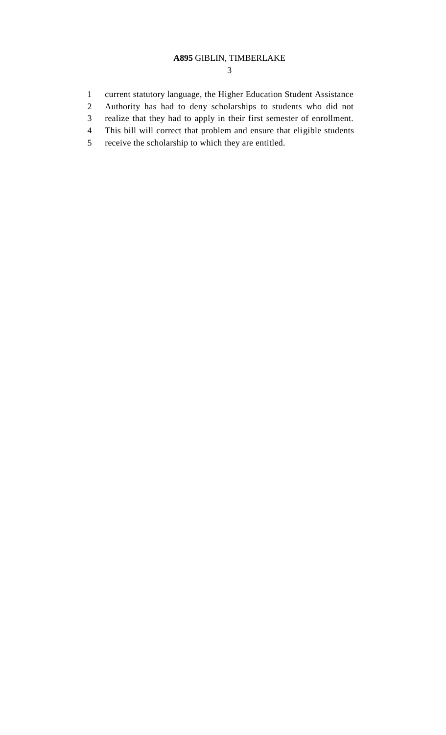current statutory language, the Higher Education Student Assistance Authority has had to deny scholarships to students who did not realize that they had to apply in their first semester of enrollment. This bill will correct that problem and ensure that eligible students receive the scholarship to which they are entitled.